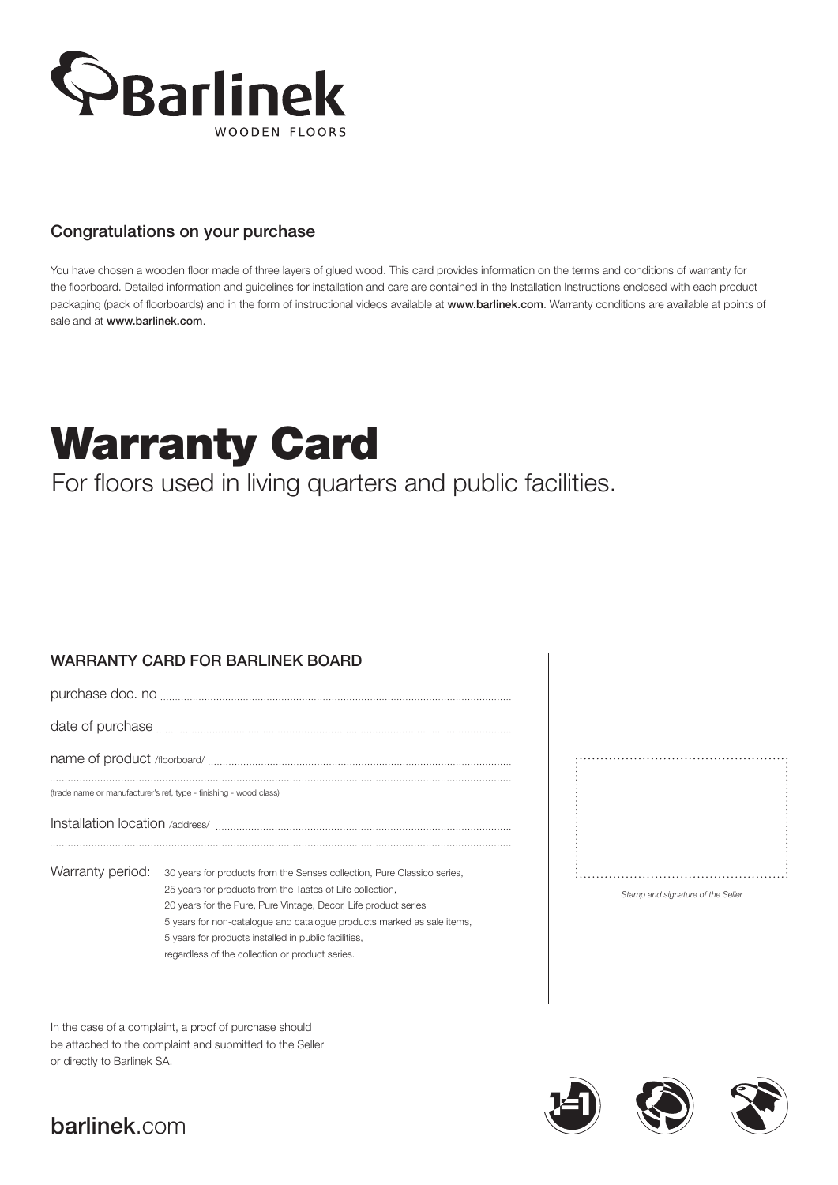# Barlinek

WOODEN FLOORS

## Congratulations on your purchase

You have chosen a wooden floor made of three layers of glued wood. This card provides information on the terms and conditions of warranty for the floorboard. Detailed information and guidelines for installation and care are contained in the Installation Instructions enclosed with each product packaging (pack of floorboards) and in the form of instructional videos available at **www.barlinek.com**. Warranty conditions are available at points of sale and at **www.barlinek.com**.

# Warranty Card

For floors used in living quarters and public facilities.

## WARRANTY CARD FOR BARLINEK BOARD

purchase doc. no ..............................

date of purchase ..............................

name of product /floorboard/ ..............................

..............................

(trade name or manufacturer's ref, type - finishing - wood class)

Installation location /address/ ..............................

..............................

Warranty period: 30 years for products from the Senses collection, Pure Classico series,
25 years for products from the Tastes of Life collection,
20 years for the Pure, Pure Vintage, Decor, Life product series
5 years for non-catalogue and catalogue products marked as sale items,
5 years for products installed in public facilities,
regardless of the collection or product series.

*Stamp and signature of the Seller*

In the case of a complaint, a proof of purchase should be attached to the complaint and submitted to the Seller or directly to Barlinek SA.

**barlinek**.com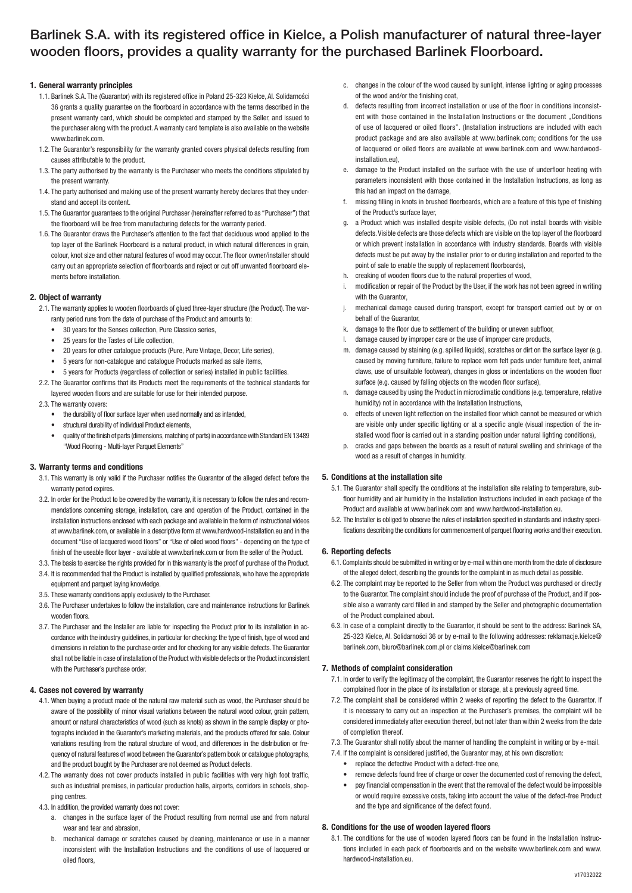# Barlinek S.A. with its registered office in Kielce, a Polish manufacturer of natural three-layer wooden floors, provides a quality warranty for the purchased Barlinek Floorboard.

**1. General warranty principles**

1.1. Barlinek S.A. The (Guarantor) with its registered office in Poland 25-323 Kielce, Al. Solidarności 36 grants a quality guarantee on the floorboard in accordance with the terms described in the present warranty card, which should be completed and stamped by the Seller, and issued to the purchaser along with the product. A warranty card template is also available on the website www.barlinek.com.

1.2. The Guarantor's responsibility for the warranty granted covers physical defects resulting from causes attributable to the product.

1.3. The party authorised by the warranty is the Purchaser who meets the conditions stipulated by the present warranty.

1.4. The party authorised and making use of the present warranty hereby declares that they understand and accept its content.

1.5. The Guarantor guarantees to the original Purchaser (hereinafter referred to as "Purchaser") that the floorboard will be free from manufacturing defects for the warranty period.

1.6. The Guarantor draws the Purchaser's attention to the fact that deciduous wood applied to the top layer of the Barlinek Floorboard is a natural product, in which natural differences in grain, colour, knot size and other natural features of wood may occur. The floor owner/installer should carry out an appropriate selection of floorboards and reject or cut off unwanted floorboard elements before installation.

**2. Object of warranty**

2.1. The warranty applies to wooden floorboards of glued three-layer structure (the Product). The warranty period runs from the date of purchase of the Product and amounts to:
- 30 years for the Senses collection, Pure Classico series,
- 25 years for the Tastes of Life collection,
- 20 years for other catalogue products (Pure, Pure Vintage, Decor, Life series),
- 5 years for non-catalogue and catalogue Products marked as sale items,
- 5 years for Products (regardless of collection or series) installed in public facilities.

2.2. The Guarantor confirms that its Products meet the requirements of the technical standards for layered wooden floors and are suitable for use for their intended purpose.

2.3. The warranty covers:
- the durability of floor surface layer when used normally and as intended,
- structural durability of individual Product elements,
- quality of the finish of parts (dimensions, matching of parts) in accordance with Standard EN 13489 "Wood Flooring - Multi-layer Parquet Elements"

**3. Warranty terms and conditions**

3.1. This warranty is only valid if the Purchaser notifies the Guarantor of the alleged defect before the warranty period expires.

3.2. In order for the Product to be covered by the warranty, it is necessary to follow the rules and recommendations concerning storage, installation, care and operation of the Product, contained in the installation instructions enclosed with each package and available in the form of instructional videos at www.barlinek.com, or available in a descriptive form at www.hardwood-installation.eu and in the document "Use of lacquered wood floors" or "Use of oiled wood floors" - depending on the type of finish of the useable floor layer - available at www.barlinek.com or from the seller of the Product.

3.3. The basis to exercise the rights provided for in this warranty is the proof of purchase of the Product.

3.4. It is recommended that the Product is installed by qualified professionals, who have the appropriate equipment and parquet laying knowledge.

3.5. These warranty conditions apply exclusively to the Purchaser.

3.6. The Purchaser undertakes to follow the installation, care and maintenance instructions for Barlinek wooden floors.

3.7. The Purchaser and the Installer are liable for inspecting the Product prior to its installation in accordance with the industry guidelines, in particular for checking: the type of finish, type of wood and dimensions in relation to the purchase order and for checking for any visible defects. The Guarantor shall not be liable in case of installation of the Product with visible defects or the Product inconsistent with the Purchaser's purchase order.

**4. Cases not covered by warranty**

4.1. When buying a product made of the natural raw material such as wood, the Purchaser should be aware of the possibility of minor visual variations between the natural wood colour, grain pattern, amount or natural characteristics of wood (such as knots) as shown in the sample display or photographs included in the Guarantor's marketing materials, and the products offered for sale. Colour variations resulting from the natural structure of wood, and differences in the distribution or frequency of natural features of wood between the Guarantor's pattern book or catalogue photographs, and the product bought by the Purchaser are not deemed as Product defects.

4.2. The warranty does not cover products installed in public facilities with very high foot traffic, such as industrial premises, in particular production halls, airports, corridors in schools, shopping centres.

4.3. In addition, the provided warranty does not cover:

a. changes in the surface layer of the Product resulting from normal use and from natural wear and tear and abrasion,

b. mechanical damage or scratches caused by cleaning, maintenance or use in a manner inconsistent with the Installation Instructions and the conditions of use of lacquered or oiled floors,

c. changes in the colour of the wood caused by sunlight, intense lighting or aging processes of the wood and/or the finishing coat,

d. defects resulting from incorrect installation or use of the floor in conditions inconsistent with those contained in the Installation Instructions or the document „Conditions of use of lacquered or oiled floors". (Installation instructions are included with each product package and are also available at www.barlinek.com; conditions for the use of lacquered or oiled floors are available at www.barlinek.com and www.hardwood-installation.eu),

e. damage to the Product installed on the surface with the use of underfloor heating with parameters inconsistent with those contained in the Installation Instructions, as long as this had an impact on the damage,

f. missing filling in knots in brushed floorboards, which are a feature of this type of finishing of the Product's surface layer,

g. a Product which was installed despite visible defects, (Do not install boards with visible defects. Visible defects are those defects which are visible on the top layer of the floorboard or which prevent installation in accordance with industry standards. Boards with visible defects must be put away by the installer prior to or during installation and reported to the point of sale to enable the supply of replacement floorboards),

h. creaking of wooden floors due to the natural properties of wood,

i. modification or repair of the Product by the User, if the work has not been agreed in writing with the Guarantor,

j. mechanical damage caused during transport, except for transport carried out by or on behalf of the Guarantor,

k. damage to the floor due to settlement of the building or uneven subfloor,

l. damage caused by improper care or the use of improper care products,

m. damage caused by staining (e.g. spilled liquids), scratches or dirt on the surface layer (e.g. caused by moving furniture, failure to replace worn felt pads under furniture feet, animal claws, use of unsuitable footwear), changes in gloss or indentations on the wooden floor surface (e.g. caused by falling objects on the wooden floor surface),

n. damage caused by using the Product in microclimatic conditions (e.g. temperature, relative humidity) not in accordance with the Installation Instructions,

o. effects of uneven light reflection on the installed floor which cannot be measured or which are visible only under specific lighting or at a specific angle (visual inspection of the installed wood floor is carried out in a standing position under natural lighting conditions),

p. cracks and gaps between the boards as a result of natural swelling and shrinkage of the wood as a result of changes in humidity.

**5. Conditions at the installation site**

5.1. The Guarantor shall specify the conditions at the installation site relating to temperature, subfloor humidity and air humidity in the Installation Instructions included in each package of the Product and available at www.barlinek.com and www.hardwood-installation.eu.

5.2. The Installer is obliged to observe the rules of installation specified in standards and industry specifications describing the conditions for commencement of parquet flooring works and their execution.

**6. Reporting defects**

6.1. Complaints should be submitted in writing or by e-mail within one month from the date of disclosure of the alleged defect, describing the grounds for the complaint in as much detail as possible.

6.2. The complaint may be reported to the Seller from whom the Product was purchased or directly to the Guarantor. The complaint should include the proof of purchase of the Product, and if possible also a warranty card filled in and stamped by the Seller and photographic documentation of the Product complained about.

6.3. In case of a complaint directly to the Guarantor, it should be sent to the address: Barlinek SA, 25-323 Kielce, Al. Solidarności 36 or by e-mail to the following addresses: reklamacje.kielce@barlinek.com, biuro@barlinek.com.pl or claims.kielce@barlinek.com

**7. Methods of complaint consideration**

7.1. In order to verify the legitimacy of the complaint, the Guarantor reserves the right to inspect the complained floor in the place of its installation or storage, at a previously agreed time.

7.2. The complaint shall be considered within 2 weeks of reporting the defect to the Guarantor. If it is necessary to carry out an inspection at the Purchaser's premises, the complaint will be considered immediately after execution thereof, but not later than within 2 weeks from the date of completion thereof.

7.3. The Guarantor shall notify about the manner of handling the complaint in writing or by e-mail.

7.4. If the complaint is considered justified, the Guarantor may, at his own discretion:
- replace the defective Product with a defect-free one,
- remove defects found free of charge or cover the documented cost of removing the defect,
- pay financial compensation in the event that the removal of the defect would be impossible or would require excessive costs, taking into account the value of the defect-free Product and the type and significance of the defect found.

**8. Conditions for the use of wooden layered floors**

8.1. The conditions for the use of wooden layered floors can be found in the Installation Instructions included in each pack of floorboards and on the website www.barlinek.com and www.hardwood-installation.eu.

v17032022